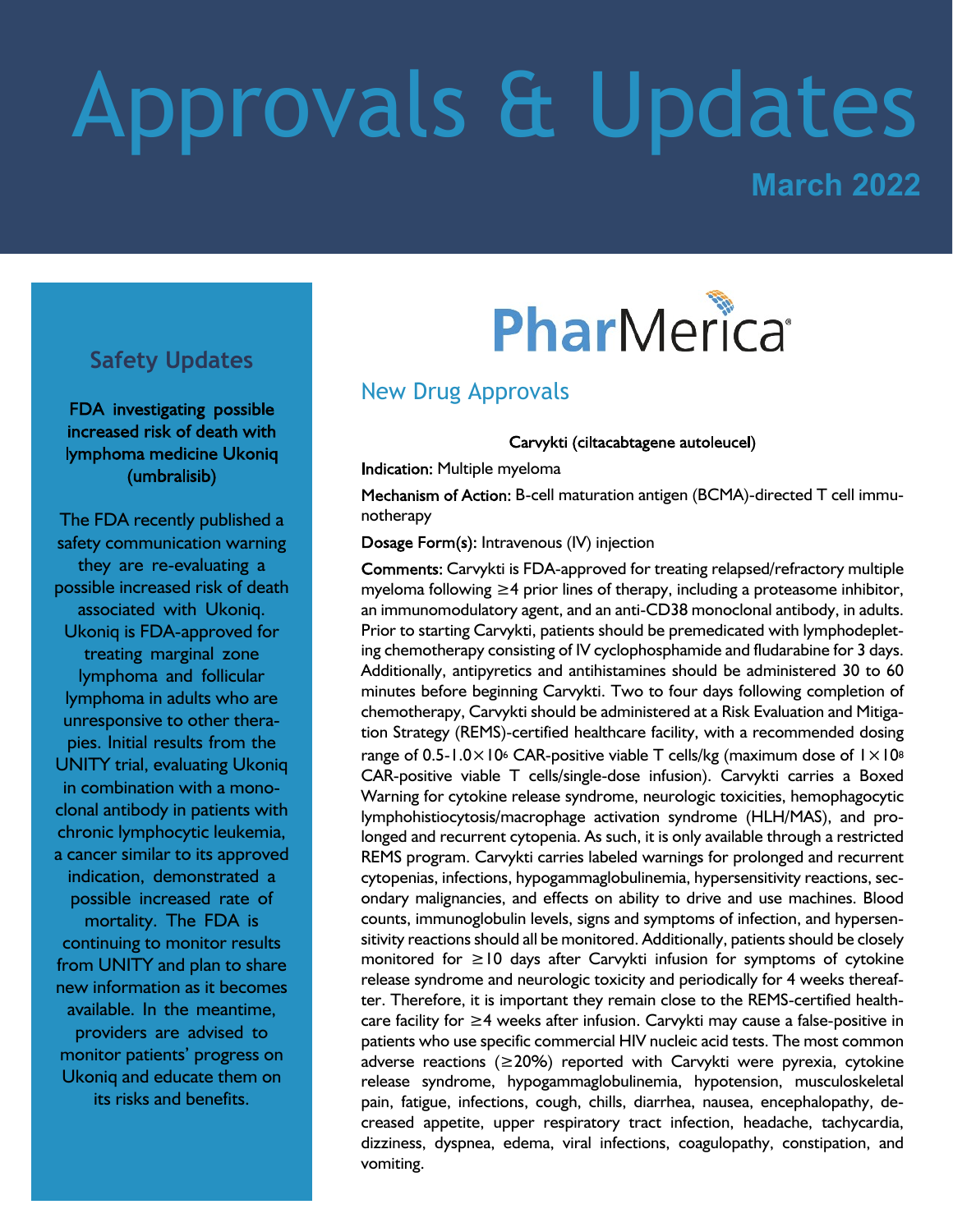# Approvals & Updates

**March 2022**

## Safety Updates

**FDA investigating possible increased risk of death with lymphoma medicine Ukoniq (umbralisib)**

The FDA recently published a safety communication warning they are re-evaluating a possible increased risk of death associated with Ukoniq. Ukoniq is FDA-approved for treating marginal zone lymphoma and follicular lymphoma in adults who are unresponsive to other therapies. Initial results from the UNITY trial, evaluating Ukoniq in combination with a monoclonal antibody in patients with chronic lymphocytic leukemia, a cancer similar to its approved indication, demonstrated a possible increased rate of mortality. The FDA is continuing to monitor results from UNITY and plan to share new information as it becomes available. In the meantime, providers are advised to monitor patients' progress on Ukoniq and educate them on its risks and benefits.

PharMerica

## New Drug Approvals

### Carvykti (ciltacabtagene autoleucel)

**Indication:** Multiple myeloma

**Mechanism of Action:** B-cell maturation antigen (BCMA)-directed T cell immunotherapy

**Dosage Form(s):** Intravenous (IV) injection

**Comments:** Carvykti is FDA-approved for treating relapsed/refractory multiple myeloma following ≥4 prior lines of therapy, including a proteasome inhibitor, an immunomodulatory agent, and an anti-CD38 monoclonal antibody, in adults. Prior to starting Carvykti, patients should be premedicated with lymphodepleting chemotherapy consisting of IV cyclophosphamide and fludarabine for 3 days. Additionally, antipyretics and antihistamines should be administered 30 to 60 minutes before beginning Carvykti. Two to four days following completion of chemotherapy, Carvykti should be administered at a Risk Evaluation and Mitigation Strategy (REMS)-certified healthcare facility, with a recommended dosing range of $0.5\text{-}1.0 \times 10^6$ CAR-positive viable T cells/kg (maximum dose of $1 \times 10^8$ CAR-positive viable T cells/single-dose infusion). Carvykti carries a Boxed Warning for cytokine release syndrome, neurologic toxicities, hemophagocytic lymphohistiocytosis/macrophage activation syndrome (HLH/MAS), and prolonged and recurrent cytopenia. As such, it is only available through a restricted REMS program. Carvykti carries labeled warnings for prolonged and recurrent cytopenias, infections, hypogammaglobulinemia, hypersensitivity reactions, secondary malignancies, and effects on ability to drive and use machines. Blood counts, immunoglobulin levels, signs and symptoms of infection, and hypersensitivity reactions should all be monitored. Additionally, patients should be closely monitored for ≥10 days after Carvykti infusion for symptoms of cytokine release syndrome and neurologic toxicity and periodically for 4 weeks thereafter. Therefore, it is important they remain close to the REMS-certified healthcare facility for ≥4 weeks after infusion. Carvykti may cause a false-positive in patients who use specific commercial HIV nucleic acid tests. The most common adverse reactions (≥20%) reported with Carvykti were pyrexia, cytokine release syndrome, hypogammaglobulinemia, hypotension, musculoskeletal pain, fatigue, infections, cough, chills, diarrhea, nausea, encephalopathy, decreased appetite, upper respiratory tract infection, headache, tachycardia, dizziness, dyspnea, edema, viral infections, coagulopathy, constipation, and vomiting.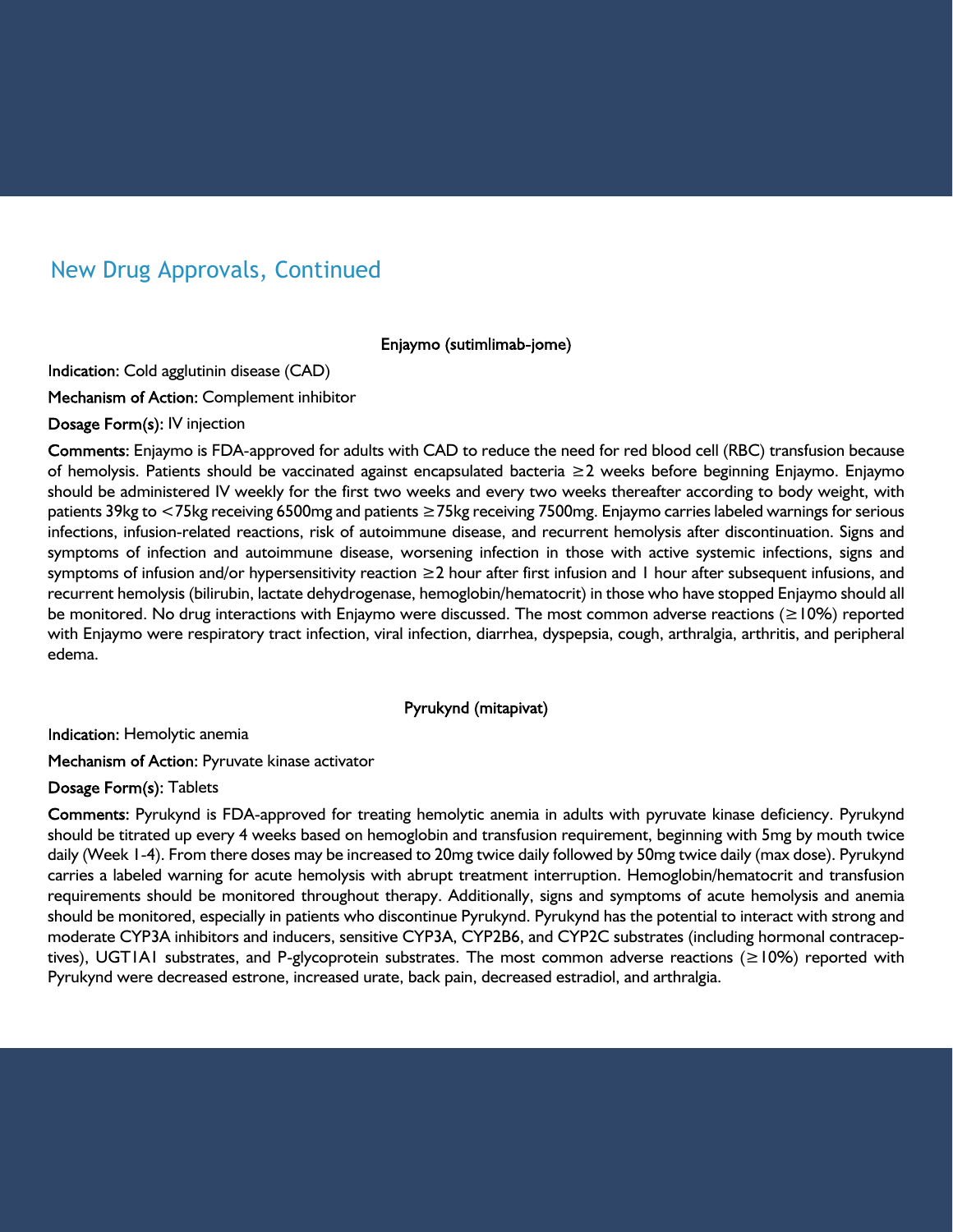## New Drug Approvals, Continued

### Enjaymo (sutimlimab-jome)

**Indication:** Cold agglutinin disease (CAD)

**Mechanism of Action:** Complement inhibitor

**Dosage Form(s):** IV injection

**Comments:** Enjaymo is FDA-approved for adults with CAD to reduce the need for red blood cell (RBC) transfusion because of hemolysis. Patients should be vaccinated against encapsulated bacteria ≥2 weeks before beginning Enjaymo. Enjaymo should be administered IV weekly for the first two weeks and every two weeks thereafter according to body weight, with patients 39kg to <75kg receiving 6500mg and patients ≥75kg receiving 7500mg. Enjaymo carries labeled warnings for serious infections, infusion-related reactions, risk of autoimmune disease, and recurrent hemolysis after discontinuation. Signs and symptoms of infection and autoimmune disease, worsening infection in those with active systemic infections, signs and symptoms of infusion and/or hypersensitivity reaction ≥2 hour after first infusion and 1 hour after subsequent infusions, and recurrent hemolysis (bilirubin, lactate dehydrogenase, hemoglobin/hematocrit) in those who have stopped Enjaymo should all be monitored. No drug interactions with Enjaymo were discussed. The most common adverse reactions (≥10%) reported with Enjaymo were respiratory tract infection, viral infection, diarrhea, dyspepsia, cough, arthralgia, arthritis, and peripheral edema.

### Pyrukynd (mitapivat)

**Indication:** Hemolytic anemia

**Mechanism of Action:** Pyruvate kinase activator

**Dosage Form(s):** Tablets

**Comments:** Pyrukynd is FDA-approved for treating hemolytic anemia in adults with pyruvate kinase deficiency. Pyrukynd should be titrated up every 4 weeks based on hemoglobin and transfusion requirement, beginning with 5mg by mouth twice daily (Week 1-4). From there doses may be increased to 20mg twice daily followed by 50mg twice daily (max dose). Pyrukynd carries a labeled warning for acute hemolysis with abrupt treatment interruption. Hemoglobin/hematocrit and transfusion requirements should be monitored throughout therapy. Additionally, signs and symptoms of acute hemolysis and anemia should be monitored, especially in patients who discontinue Pyrukynd. Pyrukynd has the potential to interact with strong and moderate CYP3A inhibitors and inducers, sensitive CYP3A, CYP2B6, and CYP2C substrates (including hormonal contraceptives), UGT1A1 substrates, and P-glycoprotein substrates. The most common adverse reactions (≥10%) reported with Pyrukynd were decreased estrone, increased urate, back pain, decreased estradiol, and arthralgia.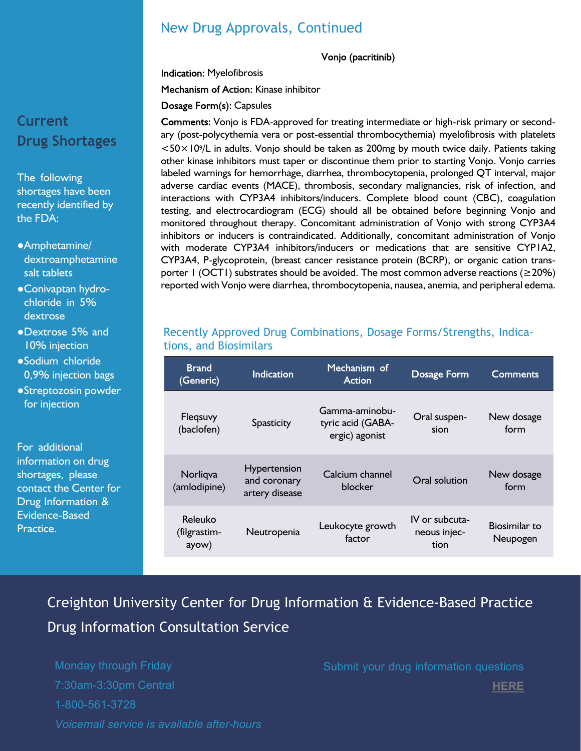## New Drug Approvals, Continued

**Vonjo (pacritinib)**

**Indication:** Myelofibrosis

**Mechanism of Action:** Kinase inhibitor

**Dosage Form(s):** Capsules

**Comments:** Vonjo is FDA-approved for treating intermediate or high-risk primary or secondary (post-polycythemia vera or post-essential thrombocythemia) myelofibrosis with platelets $<50\times10^9$/L in adults. Vonjo should be taken as 200mg by mouth twice daily. Patients taking other kinase inhibitors must taper or discontinue them prior to starting Vonjo. Vonjo carries labeled warnings for hemorrhage, diarrhea, thrombocytopenia, prolonged QT interval, major adverse cardiac events (MACE), thrombosis, secondary malignancies, risk of infection, and interactions with CYP3A4 inhibitors/inducers. Complete blood count (CBC), coagulation testing, and electrocardiogram (ECG) should all be obtained before beginning Vonjo and monitored throughout therapy. Concomitant administration of Vonjo with strong CYP3A4 inhibitors or inducers is contraindicated. Additionally, concomitant administration of Vonjo with moderate CYP3A4 inhibitors/inducers or medications that are sensitive CYP1A2, CYP3A4, P-glycoprotein, (breast cancer resistance protein (BCRP), or organic cation transporter 1 (OCT1) substrates should be avoided. The most common adverse reactions (≥20%) reported with Vonjo were diarrhea, thrombocytopenia, nausea, anemia, and peripheral edema.

## Recently Approved Drug Combinations, Dosage Forms/Strengths, Indications, and Biosimilars

| Brand (Generic) | Indication | Mechanism of Action | Dosage Form | Comments |
|---|---|---|---|---|
| Fleqsuvy (baclofen) | Spasticity | Gamma-aminobutyric acid (GABA-ergic) agonist | Oral suspension | New dosage form |
| Norliqva (amlodipine) | Hypertension and coronary artery disease | Calcium channel blocker | Oral solution | New dosage form |
| Releuko (filgrastim-ayow) | Neutropenia | Leukocyte growth factor | IV or subcutaneous injection | Biosimilar to Neupogen |

## Current Drug Shortages

The following shortages have been recently identified by the FDA:

- Amphetamine/dextroamphetamine salt tablets
- Conivaptan hydrochloride in 5% dextrose
- Dextrose 5% and 10% injection
- Sodium chloride 0,9% injection bags
- Streptozosin powder for injection

For additional information on drug shortages, please contact the Center for Drug Information & Evidence-Based Practice.

## Creighton University Center for Drug Information & Evidence-Based Practice

## Drug Information Consultation Service

Monday through Friday

7:30am-3:30pm Central

1-800-561-3728

*Voicemail service is available after-hours*

Submit your drug information questions

**HERE**